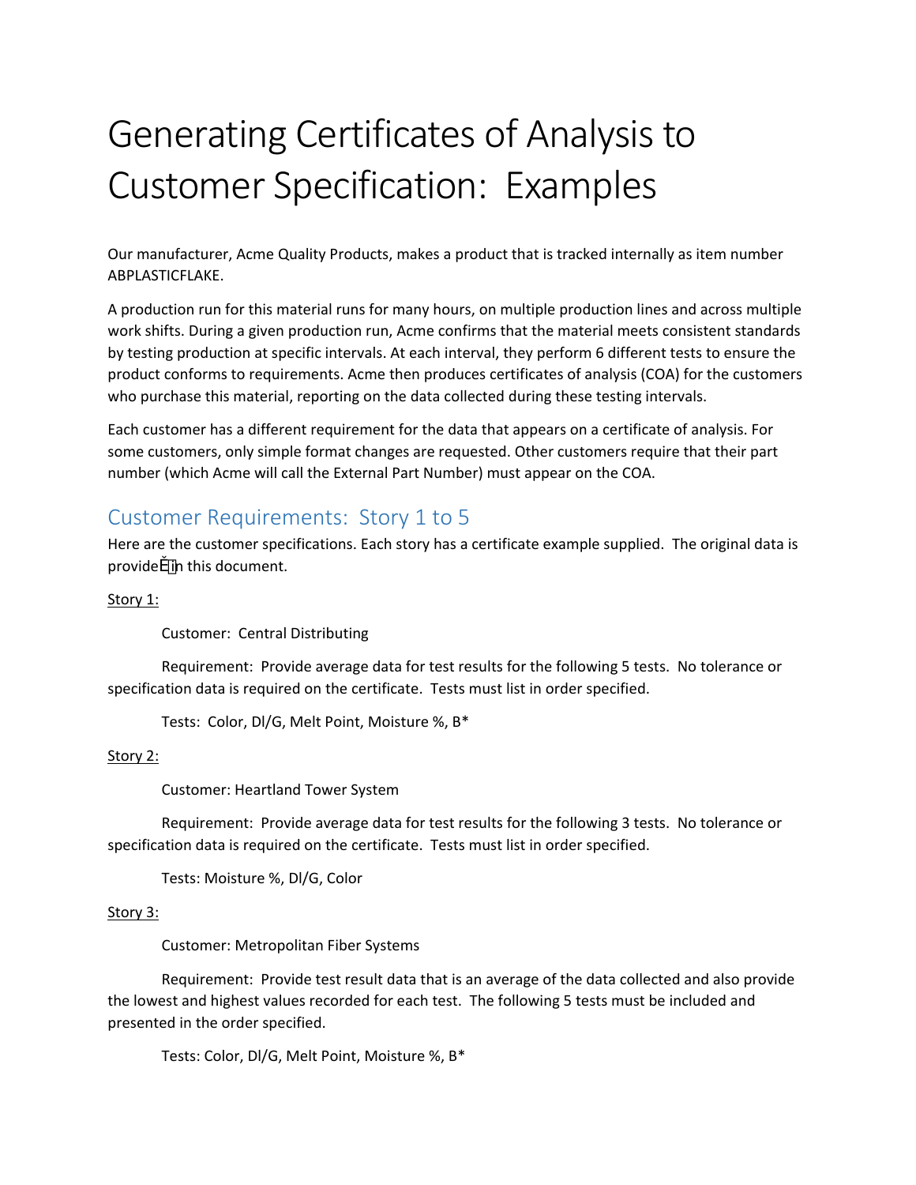# Generating Certificates of Analysis to Customer Specification: Examples

Our manufacturer, Acme Quality Products, makes a product that is tracked internally as item number ABPLASTICFLAKE.

A production run for this material runs for many hours, on multiple production lines and across multiple work shifts. During a given production run, Acme confirms that the material meets consistent standards by testing production at specific intervals. At each interval, they perform 6 different tests to ensure the product conforms to requirements. Acme then produces certificates of analysis (COA) for the customers who purchase this material, reporting on the data collected during these testing intervals.

Each customer has a different requirement for the data that appears on a certificate of analysis. For some customers, only simple format changes are requested. Other customers require that their part number (which Acme will call the External Part Number) must appear on the COA.

## Customer Requirements: Story 1 to 5

Here are the customer specifications. Each story has a certificate example supplied. The original data is provided in this document.

<u>Story 1:</u>

Customer: Central Distributing

Requirement: Provide average data for test results for the following 5 tests. No tolerance or specification data is required on the certificate. Tests must list in order specified.

Tests: Color, Dl/G, Melt Point, Moisture %, B*

<u>Story 2:</u>

Customer: Heartland Tower System

Requirement: Provide average data for test results for the following 3 tests. No tolerance or specification data is required on the certificate. Tests must list in order specified.

Tests: Moisture %, Dl/G, Color

<u>Story 3:</u>

Customer: Metropolitan Fiber Systems

Requirement: Provide test result data that is an average of the data collected and also provide the lowest and highest values recorded for each test. The following 5 tests must be included and presented in the order specified.

Tests: Color, Dl/G, Melt Point, Moisture %, B*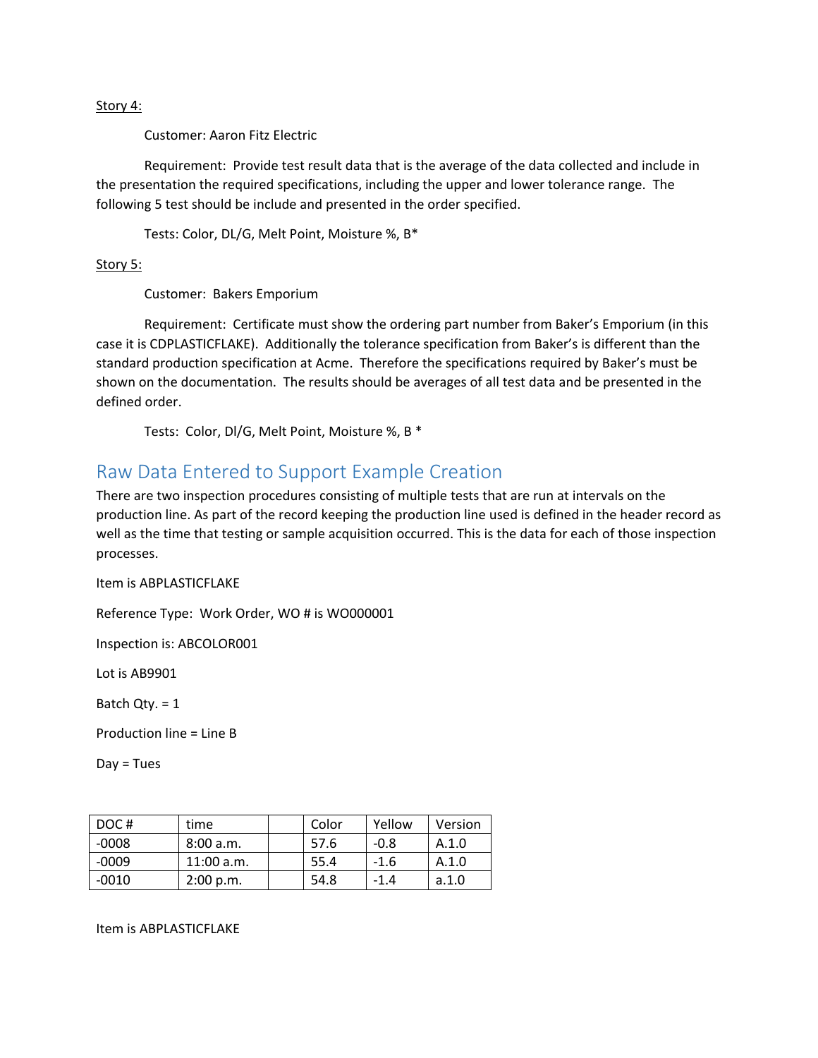Story 4:

Customer: Aaron Fitz Electric

Requirement: Provide test result data that is the average of the data collected and include in the presentation the required specifications, including the upper and lower tolerance range. The following 5 test should be include and presented in the order specified.

Tests: Color, DL/G, Melt Point, Moisture %, B*

Story 5:

Customer: Bakers Emporium

Requirement: Certificate must show the ordering part number from Baker's Emporium (in this case it is CDPLASTICFLAKE). Additionally the tolerance specification from Baker's is different than the standard production specification at Acme. Therefore the specifications required by Baker's must be shown on the documentation. The results should be averages of all test data and be presented in the defined order.

Tests: Color, Dl/G, Melt Point, Moisture %, B *

## Raw Data Entered to Support Example Creation

There are two inspection procedures consisting of multiple tests that are run at intervals on the production line. As part of the record keeping the production line used is defined in the header record as well as the time that testing or sample acquisition occurred. This is the data for each of those inspection processes.

Item is ABPLASTICFLAKE

Reference Type: Work Order, WO # is WO000001

Inspection is: ABCOLOR001

Lot is AB9901

Batch Qty. = 1

Production line = Line B

Day = Tues

| DOC # | time | | Color | Yellow | Version |
|---|---|---|---|---|---|
| -0008 | 8:00 a.m. | | 57.6 | -0.8 | A.1.0 |
| -0009 | 11:00 a.m. | | 55.4 | -1.6 | A.1.0 |
| -0010 | 2:00 p.m. | | 54.8 | -1.4 | a.1.0 |

Item is ABPLASTICFLAKE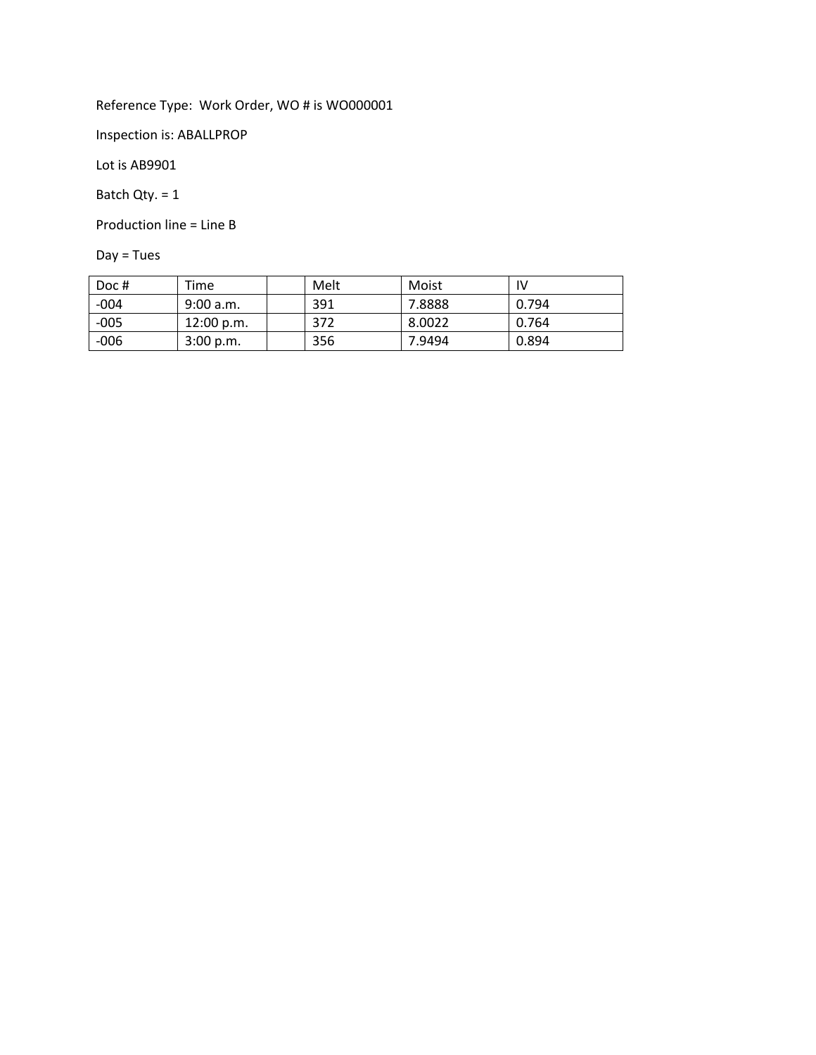Reference Type: Work Order, WO # is WO000001

Inspection is: ABALLPROP

Lot is AB9901

Batch Qty. = 1

Production line = Line B

Day = Tues

| Doc # | Time | | Melt | Moist | IV |
|---|---|---|---|---|---|
| -004 | 9:00 a.m. | | 391 | 7.8888 | 0.794 |
| -005 | 12:00 p.m. | | 372 | 8.0022 | 0.764 |
| -006 | 3:00 p.m. | | 356 | 7.9494 | 0.894 |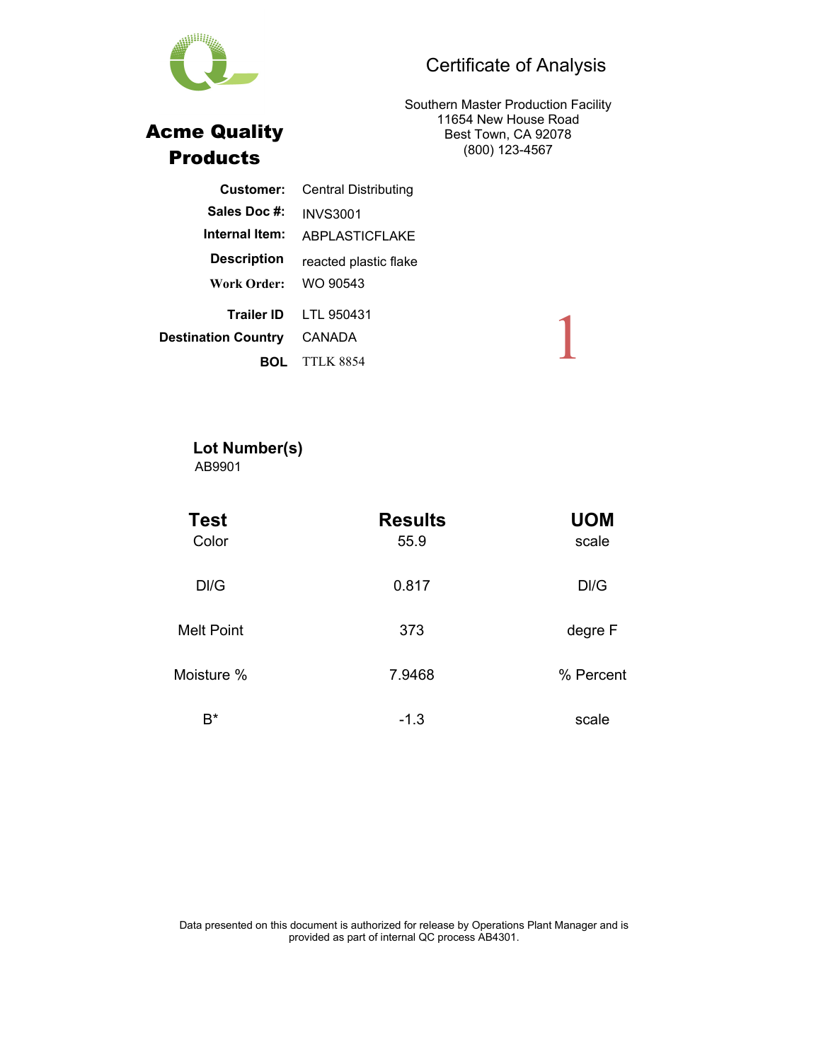**Acme Quality Products**

# Certificate of Analysis

Southern Master Production Facility
11654 New House Road
Best Town, CA 92078
(800) 123-4567

**Customer:** Central Distributing
**Sales Doc #:** INVS3001
**Internal Item:** ABPLASTICFLAKE
**Description** reacted plastic flake
**Work Order:** WO 90543

**Trailer ID** LTL 950431
**Destination Country** CANADA
**BOL** TTLK 8854

1

**Lot Number(s)**
AB9901

| Test | Results | UOM |
| --- | --- | --- |
| Color | 55.9 | scale |
| DI/G | 0.817 | DI/G |
| Melt Point | 373 | degre F |
| Moisture % | 7.9468 | % Percent |
| B* | -1.3 | scale |

Data presented on this document is authorized for release by Operations Plant Manager and is provided as part of internal QC process AB4301.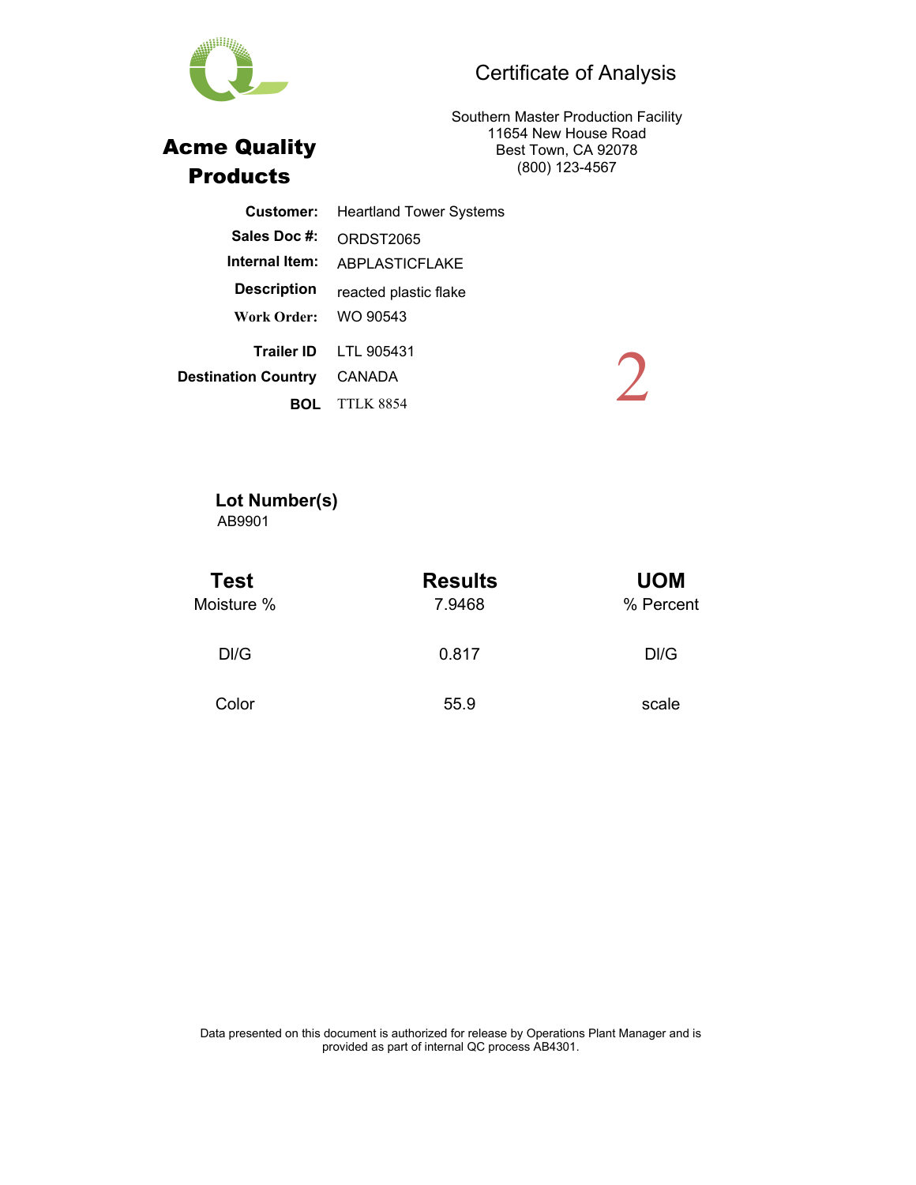**Acme Quality Products**

# Certificate of Analysis

Southern Master Production Facility
11654 New House Road
Best Town, CA 92078
(800) 123-4567

| | |
|---|---|
| **Customer:** | Heartland Tower Systems |
| **Sales Doc #:** | ORDST2065 |
| **Internal Item:** | ABPLASTICFLAKE |
| **Description** | reacted plastic flake |
| **Work Order:** | WO 90543 |
| **Trailer ID** | LTL 905431 |
| **Destination Country** | CANADA |
| **BOL** | TTLK 8854 |

2

### Lot Number(s)

AB9901

| Test | Results | UOM |
|---|---|---|
| Moisture % | 7.9468 | % Percent |
| DI/G | 0.817 | DI/G |
| Color | 55.9 | scale |

Data presented on this document is authorized for release by Operations Plant Manager and is provided as part of internal QC process AB4301.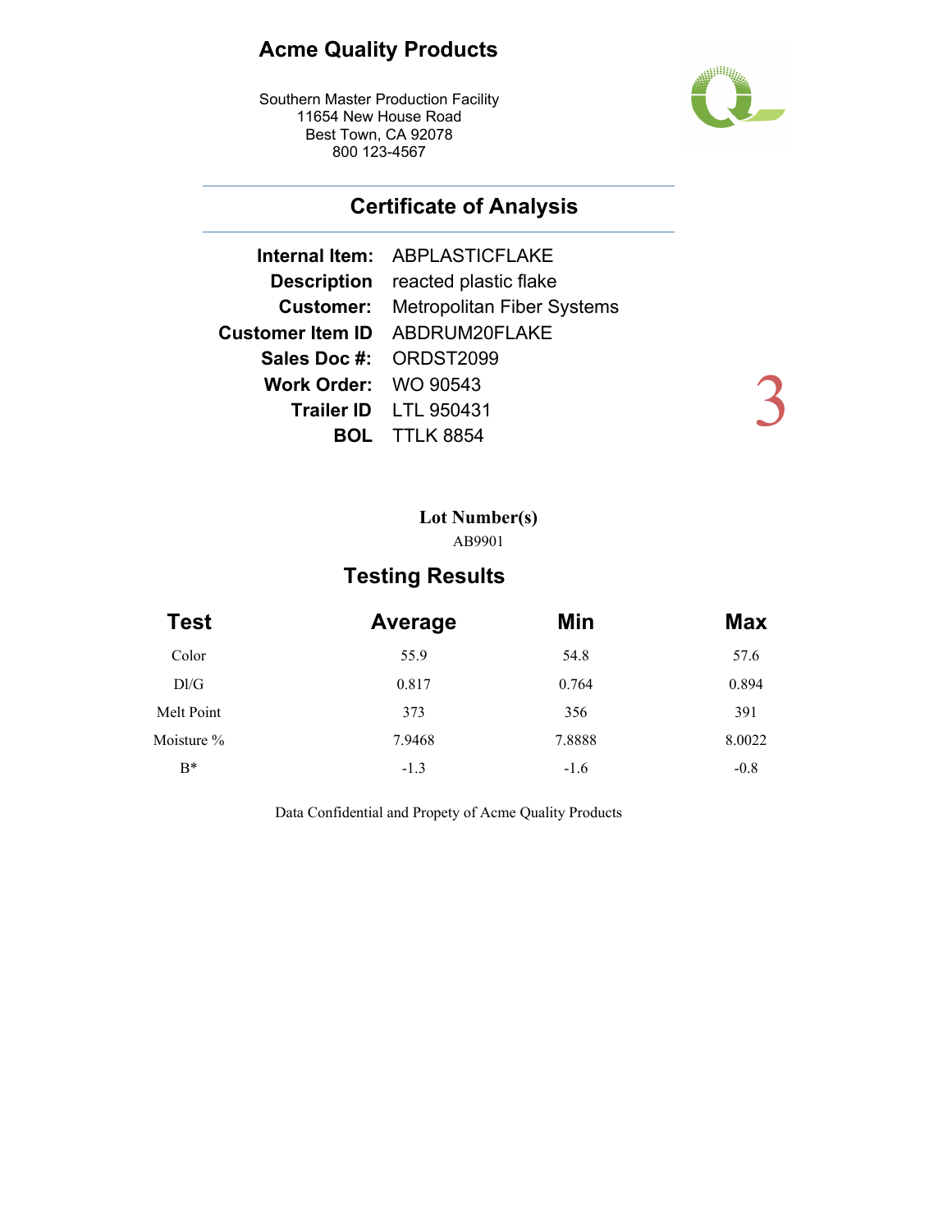# Acme Quality Products

Southern Master Production Facility
11654 New House Road
Best Town, CA 92078
800 123-4567

## Certificate of Analysis

| | |
|---|---|
| **Internal Item:** | ABPLASTICFLAKE |
| **Description** | reacted plastic flake |
| **Customer:** | Metropolitan Fiber Systems |
| **Customer Item ID** | ABDRUM20FLAKE |
| **Sales Doc #:** | ORDST2099 |
| **Work Order:** | WO 90543 |
| **Trailer ID** | LTL 950431 |
| **BOL** | TTLK 8854 |

3

**Lot Number(s)**

AB9901

## Testing Results

| Test | Average | Min | Max |
|---|---|---|---|
| Color | 55.9 | 54.8 | 57.6 |
| DI/G | 0.817 | 0.764 | 0.894 |
| Melt Point | 373 | 356 | 391 |
| Moisture % | 7.9468 | 7.8888 | 8.0022 |
| B* | -1.3 | -1.6 | -0.8 |

Data Confidential and Propety of Acme Quality Products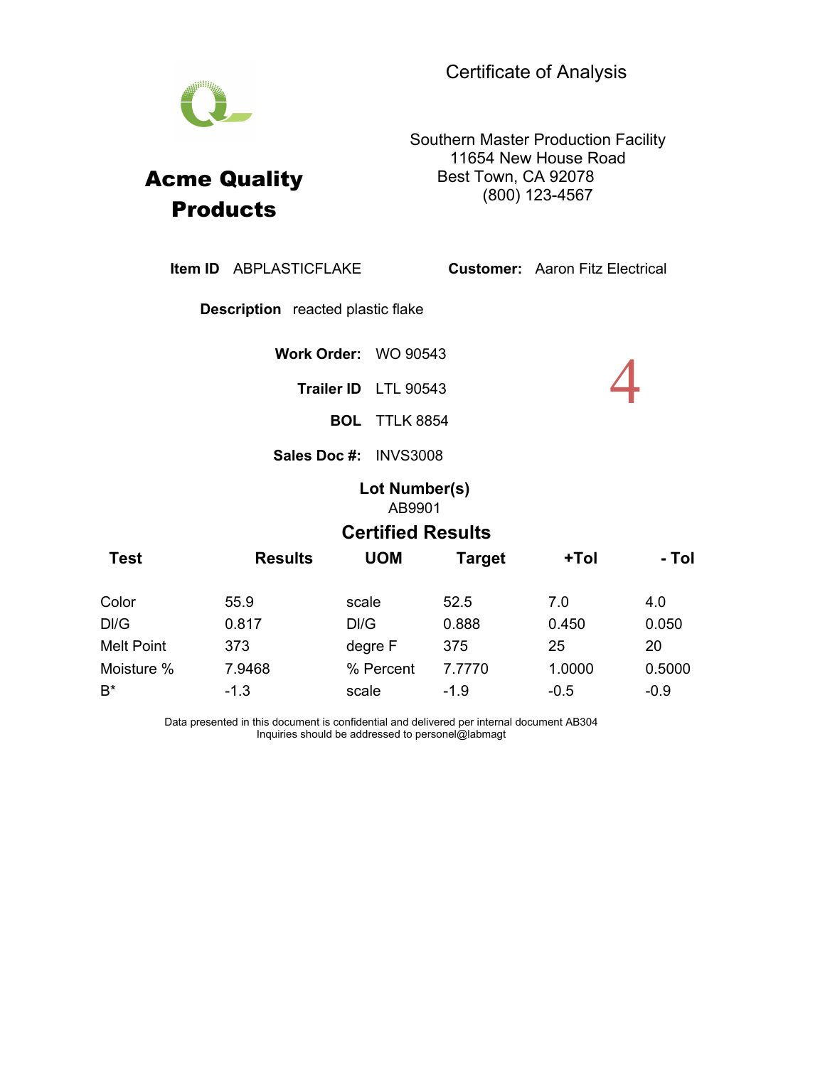# Certificate of Analysis

**Acme Quality Products**

Southern Master Production Facility
11654 New House Road
Best Town, CA 92078
(800) 123-4567

**Item ID** ABPLASTICFLAKE

**Customer:** Aaron Fitz Electrical

**Description** reacted plastic flake

**Work Order:** WO 90543

**Trailer ID** LTL 90543

**BOL** TTLK 8854

**Sales Doc #:** INVS3008

4

**Lot Number(s)**
AB9901

## Certified Results

| Test | Results | UOM | Target | +Tol | - Tol |
|---|---|---|---|---|---|
| Color | 55.9 | scale | 52.5 | 7.0 | 4.0 |
| DI/G | 0.817 | DI/G | 0.888 | 0.450 | 0.050 |
| Melt Point | 373 | degre F | 375 | 25 | 20 |
| Moisture % | 7.9468 | % Percent | 7.7770 | 1.0000 | 0.5000 |
| B* | -1.3 | scale | -1.9 | -0.5 | -0.9 |

Data presented in this document is confidential and delivered per internal document AB304
Inquiries should be addressed to personel@labmagt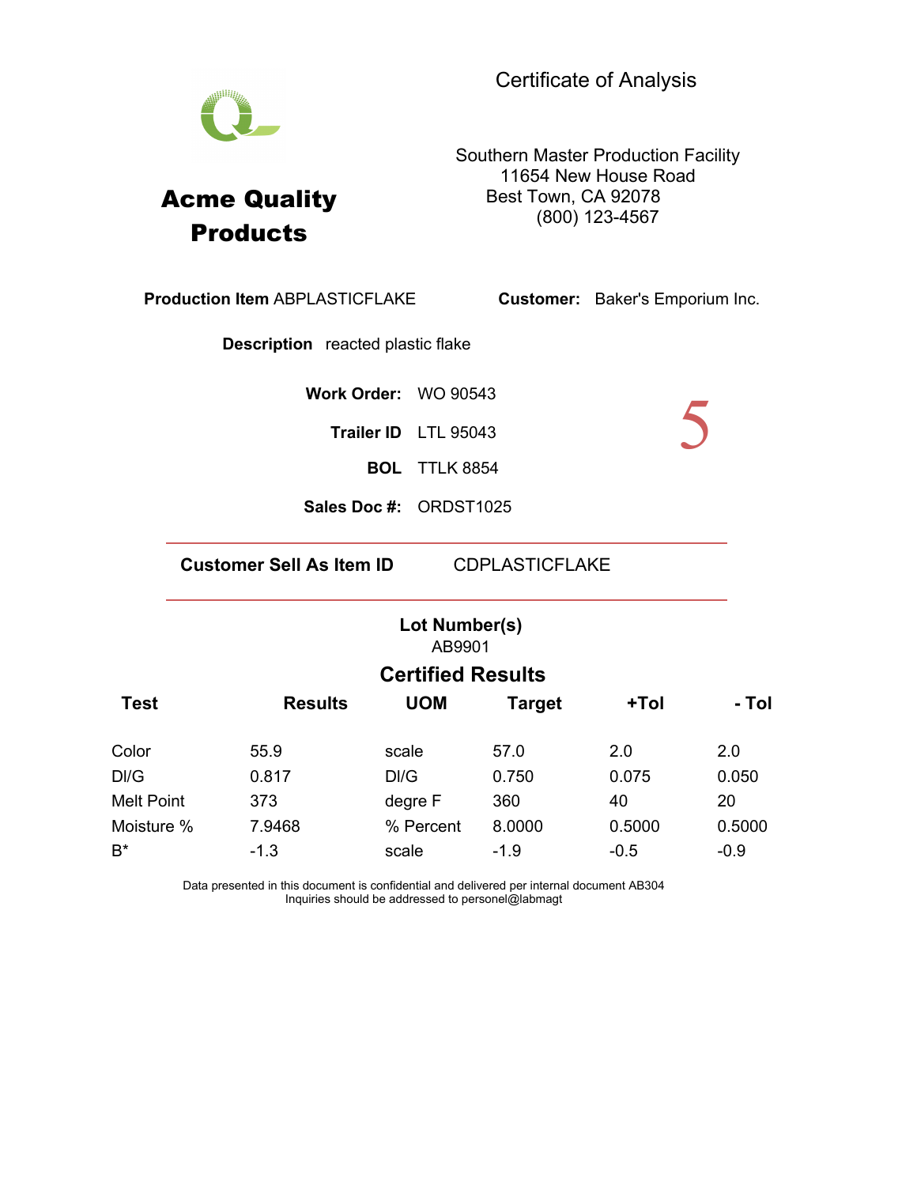# Certificate of Analysis

**Acme Quality Products**

Southern Master Production Facility
11654 New House Road
Best Town, CA 92078
(800) 123-4567

**Production Item** ABPLASTICFLAKE

**Customer:** Baker's Emporium Inc.

**Description** reacted plastic flake

**Work Order:** WO 90543

**Trailer ID** LTL 95043

**BOL** TTLK 8854

**Sales Doc #:** ORDST1025

5

---

**Customer Sell As Item ID** CDPLASTICFLAKE

---

**Lot Number(s)**
AB9901

## Certified Results

| Test | Results | UOM | Target | +Tol | - Tol |
|---|---|---|---|---|---|
| Color | 55.9 | scale | 57.0 | 2.0 | 2.0 |
| DI/G | 0.817 | DI/G | 0.750 | 0.075 | 0.050 |
| Melt Point | 373 | degre F | 360 | 40 | 20 |
| Moisture % | 7.9468 | % Percent | 8.0000 | 0.5000 | 0.5000 |
| B* | -1.3 | scale | -1.9 | -0.5 | -0.9 |

Data presented in this document is confidential and delivered per internal document AB304
Inquiries should be addressed to personel@labmagt